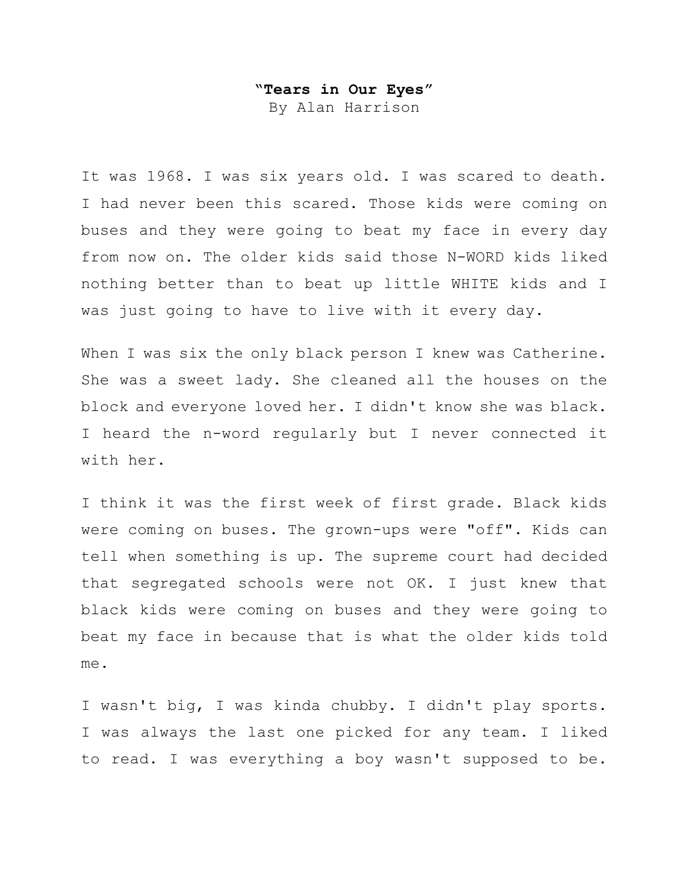**“Tears in Our Eyes”**
By Alan Harrison

It was 1968. I was six years old. I was scared to death. I had never been this scared. Those kids were coming on buses and they were going to beat my face in every day from now on. The older kids said those N-WORD kids liked nothing better than to beat up little WHITE kids and I was just going to have to live with it every day.

When I was six the only black person I knew was Catherine. She was a sweet lady. She cleaned all the houses on the block and everyone loved her. I didn't know she was black. I heard the n-word regularly but I never connected it with her.

I think it was the first week of first grade. Black kids were coming on buses. The grown-ups were "off". Kids can tell when something is up. The supreme court had decided that segregated schools were not OK. I just knew that black kids were coming on buses and they were going to beat my face in because that is what the older kids told me.

I wasn't big, I was kinda chubby. I didn't play sports. I was always the last one picked for any team. I liked to read. I was everything a boy wasn't supposed to be.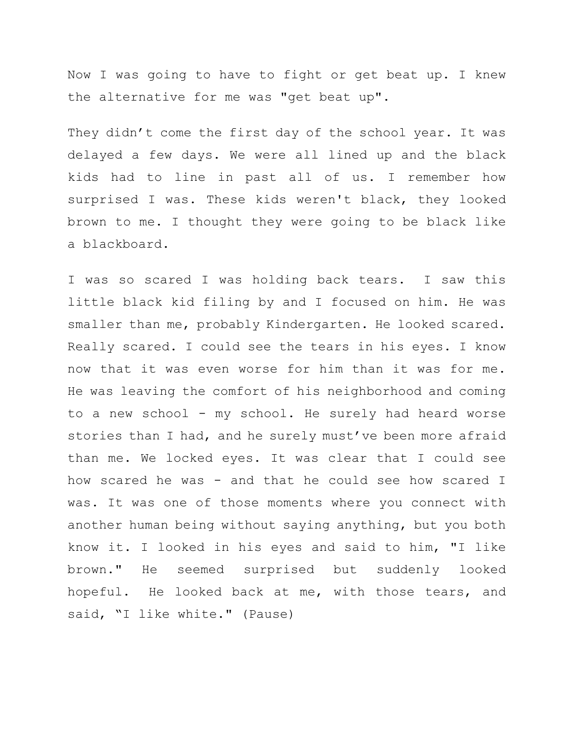Now I was going to have to fight or get beat up. I knew the alternative for me was "get beat up".

They didn't come the first day of the school year. It was delayed a few days. We were all lined up and the black kids had to line in past all of us. I remember how surprised I was. These kids weren't black, they looked brown to me. I thought they were going to be black like a blackboard.

I was so scared I was holding back tears. I saw this little black kid filing by and I focused on him. He was smaller than me, probably Kindergarten. He looked scared. Really scared. I could see the tears in his eyes. I know now that it was even worse for him than it was for me. He was leaving the comfort of his neighborhood and coming to a new school - my school. He surely had heard worse stories than I had, and he surely must've been more afraid than me. We locked eyes. It was clear that I could see how scared he was - and that he could see how scared I was. It was one of those moments where you connect with another human being without saying anything, but you both know it. I looked in his eyes and said to him, "I like brown." He seemed surprised but suddenly looked hopeful. He looked back at me, with those tears, and said, "I like white." (Pause)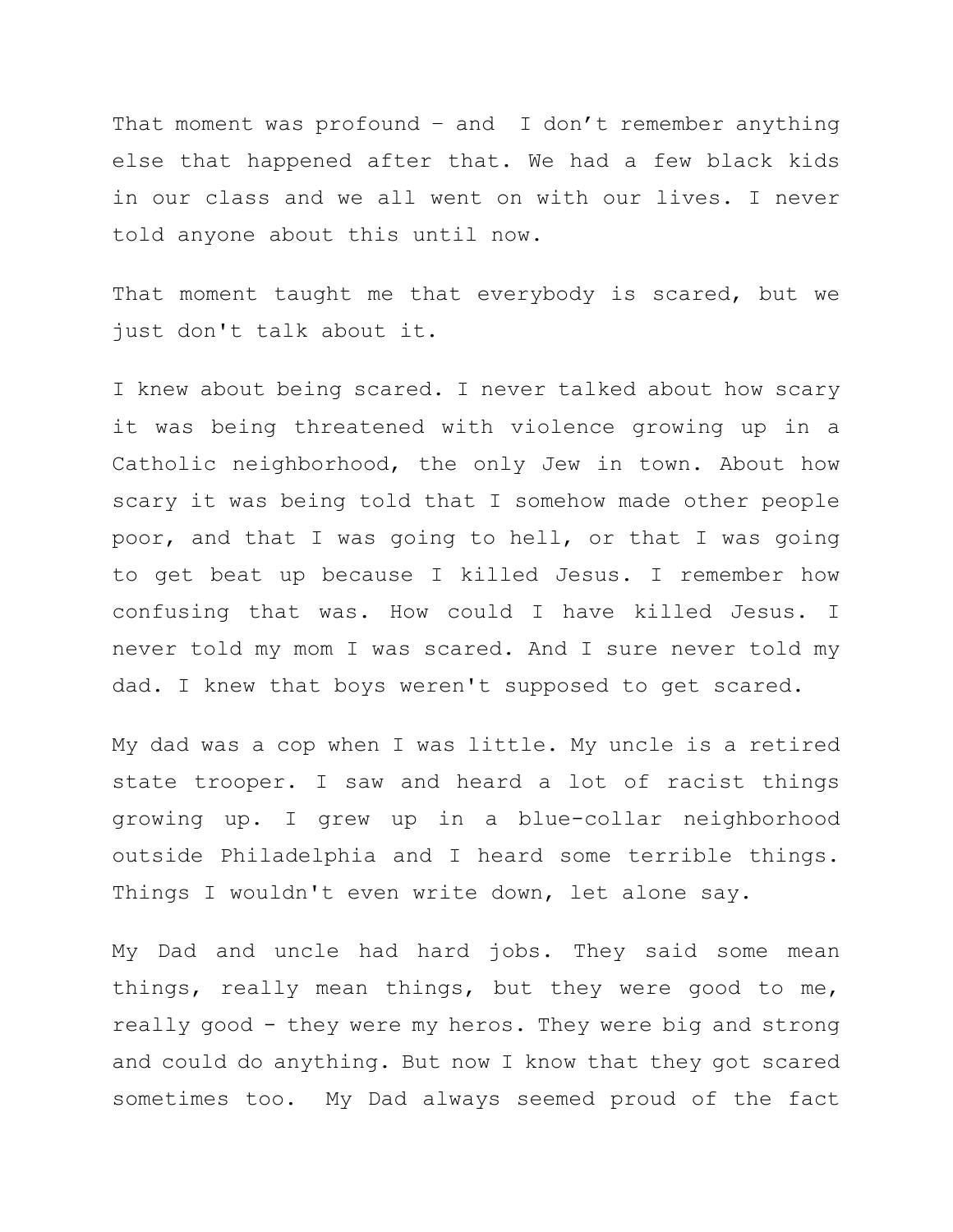That moment was profound – and I don't remember anything else that happened after that. We had a few black kids in our class and we all went on with our lives. I never told anyone about this until now.

That moment taught me that everybody is scared, but we just don't talk about it.

I knew about being scared. I never talked about how scary it was being threatened with violence growing up in a Catholic neighborhood, the only Jew in town. About how scary it was being told that I somehow made other people poor, and that I was going to hell, or that I was going to get beat up because I killed Jesus. I remember how confusing that was. How could I have killed Jesus. I never told my mom I was scared. And I sure never told my dad. I knew that boys weren't supposed to get scared.

My dad was a cop when I was little. My uncle is a retired state trooper. I saw and heard a lot of racist things growing up. I grew up in a blue-collar neighborhood outside Philadelphia and I heard some terrible things. Things I wouldn't even write down, let alone say.

My Dad and uncle had hard jobs. They said some mean things, really mean things, but they were good to me, really good - they were my heros. They were big and strong and could do anything. But now I know that they got scared sometimes too. My Dad always seemed proud of the fact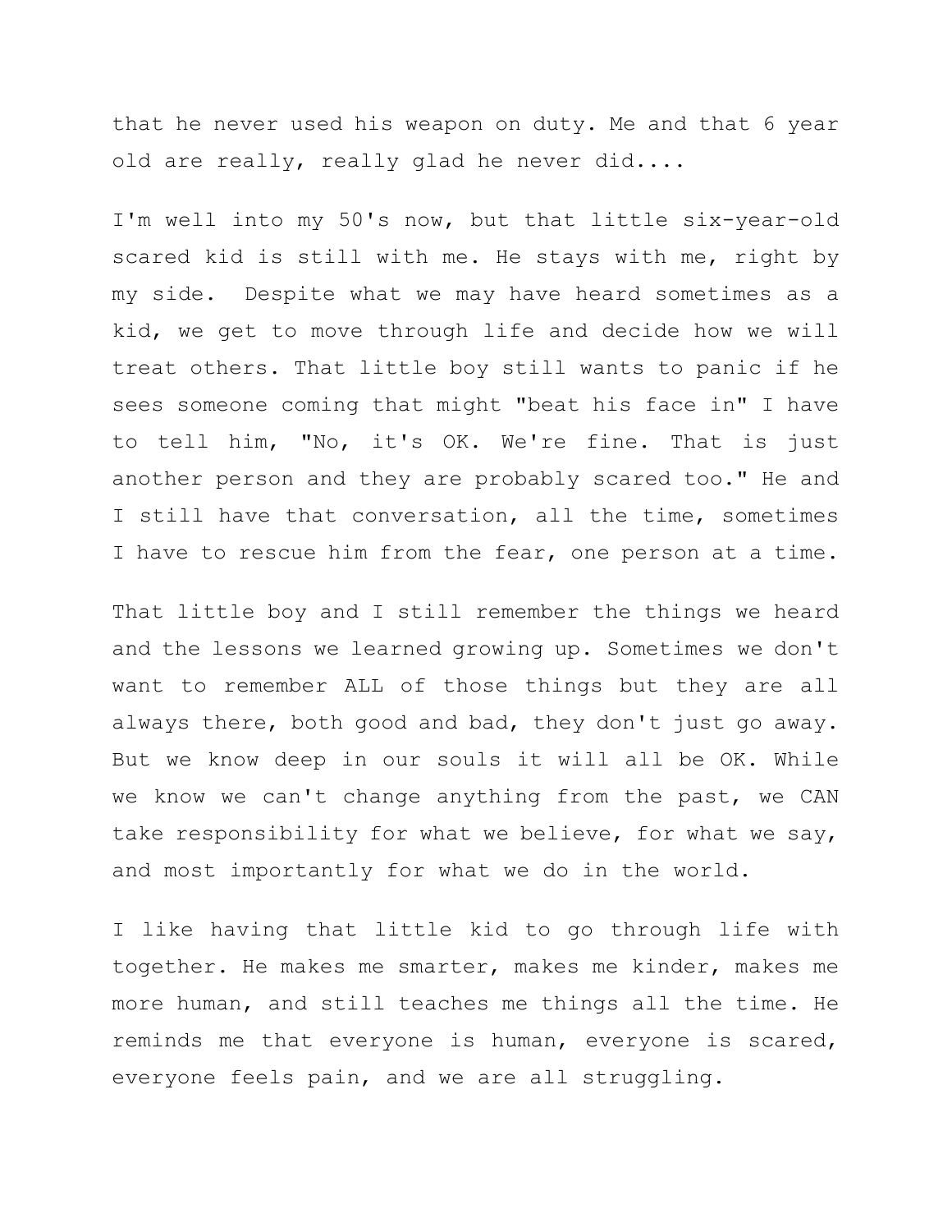that he never used his weapon on duty. Me and that 6 year old are really, really glad he never did....

I'm well into my 50's now, but that little six-year-old scared kid is still with me. He stays with me, right by my side.  Despite what we may have heard sometimes as a kid, we get to move through life and decide how we will treat others. That little boy still wants to panic if he sees someone coming that might "beat his face in" I have to tell him, "No, it's OK. We're fine. That is just another person and they are probably scared too." He and I still have that conversation, all the time, sometimes I have to rescue him from the fear, one person at a time.

That little boy and I still remember the things we heard and the lessons we learned growing up. Sometimes we don't want to remember ALL of those things but they are all always there, both good and bad, they don't just go away. But we know deep in our souls it will all be OK. While we know we can't change anything from the past, we CAN take responsibility for what we believe, for what we say, and most importantly for what we do in the world.

I like having that little kid to go through life with together. He makes me smarter, makes me kinder, makes me more human, and still teaches me things all the time. He reminds me that everyone is human, everyone is scared, everyone feels pain, and we are all struggling.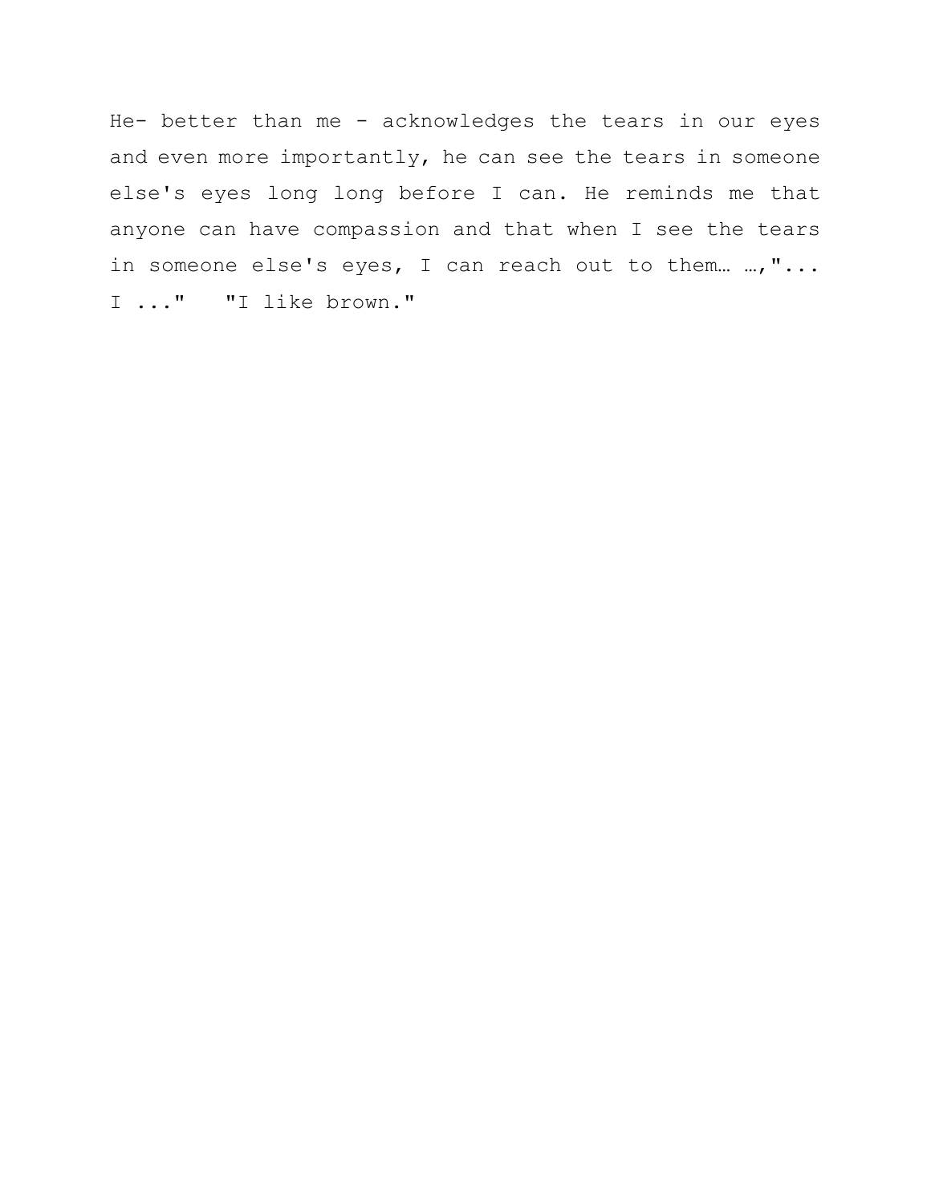He- better than me - acknowledges the tears in our eyes and even more importantly, he can see the tears in someone else's eyes long long before I can. He reminds me that anyone can have compassion and that when I see the tears in someone else's eyes, I can reach out to them… …,"... I ..."   "I like brown."